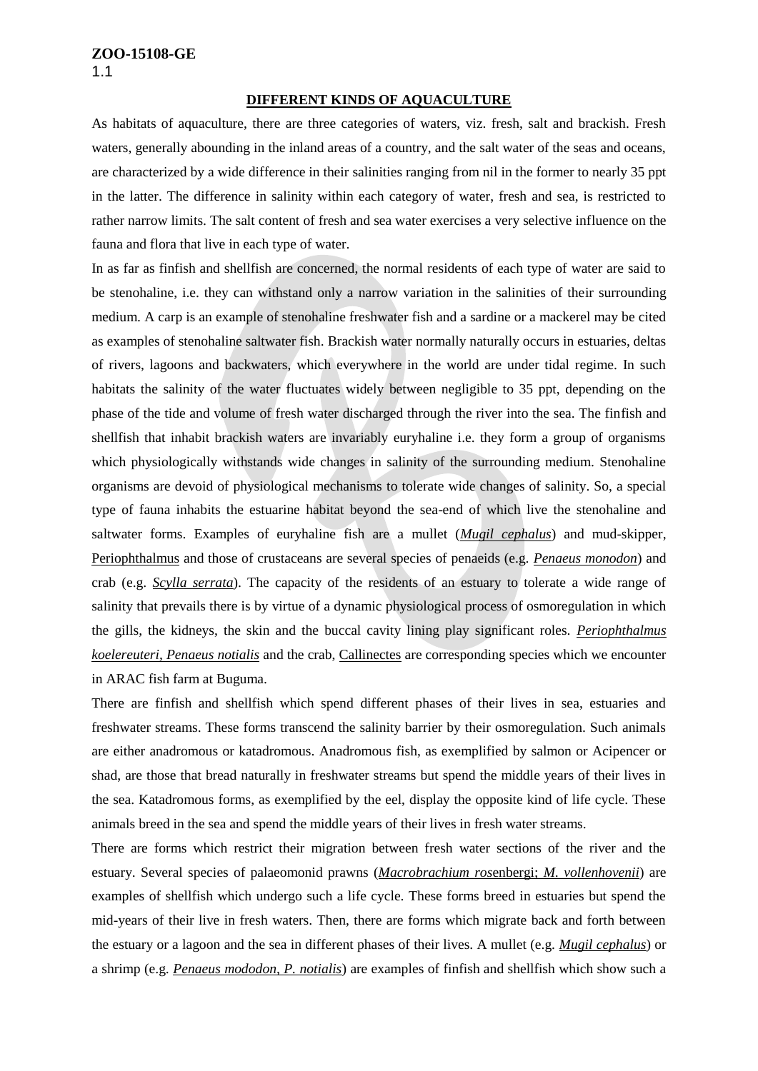**ZOO-15108-GE**

1.1

## DIFFERENT KINDS OF AQUACULTURE

As habitats of aquaculture, there are three categories of waters, viz. fresh, salt and brackish. Fresh waters, generally abounding in the inland areas of a country, and the salt water of the seas and oceans, are characterized by a wide difference in their salinities ranging from nil in the former to nearly 35 ppt in the latter. The difference in salinity within each category of water, fresh and sea, is restricted to rather narrow limits. The salt content of fresh and sea water exercises a very selective influence on the fauna and flora that live in each type of water.

In as far as finfish and shellfish are concerned, the normal residents of each type of water are said to be stenohaline, i.e. they can withstand only a narrow variation in the salinities of their surrounding medium. A carp is an example of stenohaline freshwater fish and a sardine or a mackerel may be cited as examples of stenohaline saltwater fish. Brackish water normally naturally occurs in estuaries, deltas of rivers, lagoons and backwaters, which everywhere in the world are under tidal regime. In such habitats the salinity of the water fluctuates widely between negligible to 35 ppt, depending on the phase of the tide and volume of fresh water discharged through the river into the sea. The finfish and shellfish that inhabit brackish waters are invariably euryhaline i.e. they form a group of organisms which physiologically withstands wide changes in salinity of the surrounding medium. Stenohaline organisms are devoid of physiological mechanisms to tolerate wide changes of salinity. So, a special type of fauna inhabits the estuarine habitat beyond the sea-end of which live the stenohaline and saltwater forms. Examples of euryhaline fish are a mullet (*Mugil cephalus*) and mud-skipper, Periophthalmus and those of crustaceans are several species of penaeids (e.g. *Penaeus monodon*) and crab (e.g. *Scylla serrata*). The capacity of the residents of an estuary to tolerate a wide range of salinity that prevails there is by virtue of a dynamic physiological process of osmoregulation in which the gills, the kidneys, the skin and the buccal cavity lining play significant roles. *Periophthalmus koelereuteri, Penaeus notialis* and the crab, Callinectes are corresponding species which we encounter in ARAC fish farm at Buguma.

There are finfish and shellfish which spend different phases of their lives in sea, estuaries and freshwater streams. These forms transcend the salinity barrier by their osmoregulation. Such animals are either anadromous or katadromous. Anadromous fish, as exemplified by salmon or Acipencer or shad, are those that bread naturally in freshwater streams but spend the middle years of their lives in the sea. Katadromous forms, as exemplified by the eel, display the opposite kind of life cycle. These animals breed in the sea and spend the middle years of their lives in fresh water streams.

There are forms which restrict their migration between fresh water sections of the river and the estuary. Several species of palaeomonid prawns (*Macrobrachium ros*enbergi; *M. vollenhovenii*) are examples of shellfish which undergo such a life cycle. These forms breed in estuaries but spend the mid-years of their live in fresh waters. Then, there are forms which migrate back and forth between the estuary or a lagoon and the sea in different phases of their lives. A mullet (e.g. *Mugil cephalus*) or a shrimp (e.g. *Penaeus mododon, P. notialis*) are examples of finfish and shellfish which show such a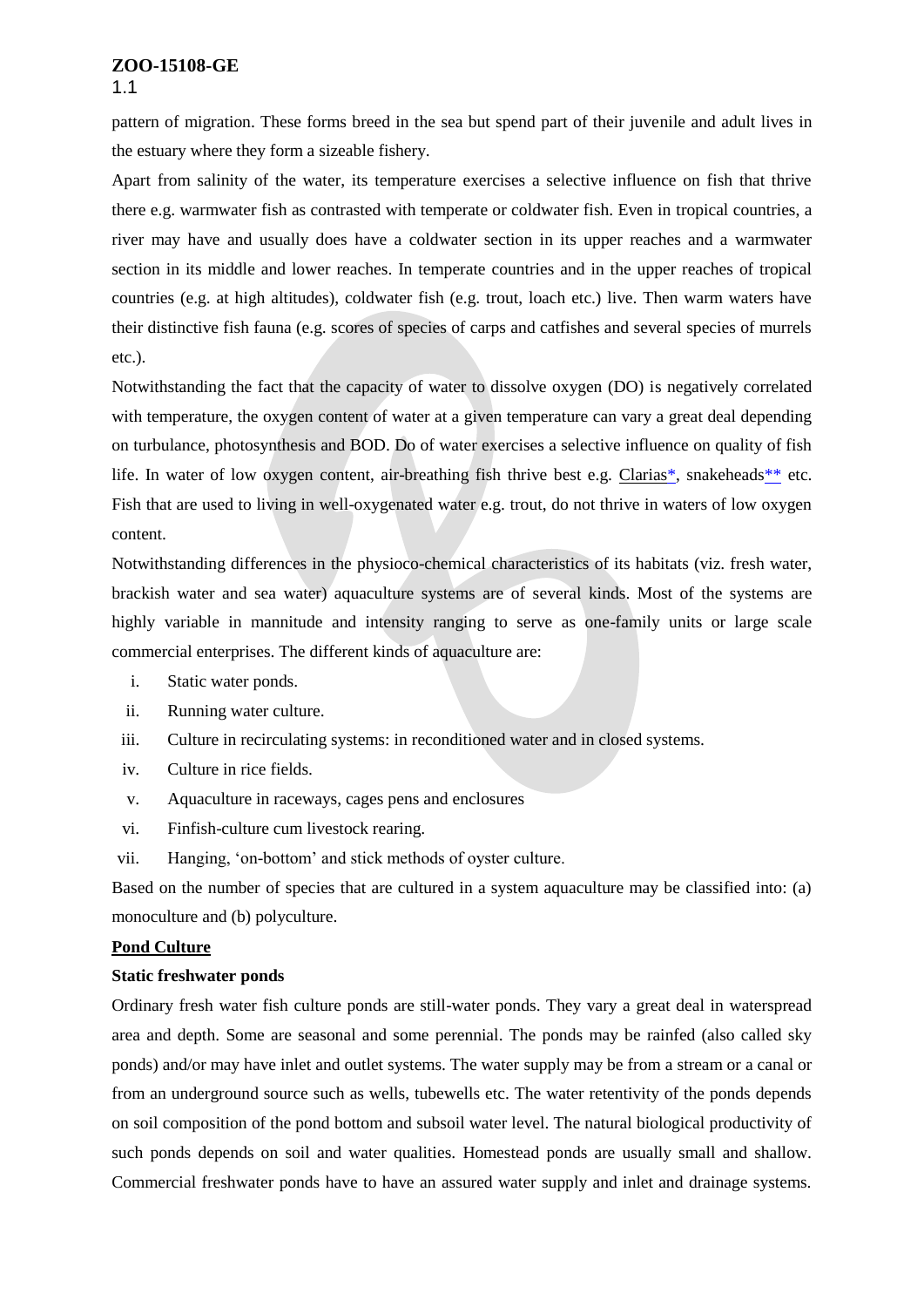pattern of migration. These forms breed in the sea but spend part of their juvenile and adult lives in the estuary where they form a sizeable fishery.

Apart from salinity of the water, its temperature exercises a selective influence on fish that thrive there e.g. warmwater fish as contrasted with temperate or coldwater fish. Even in tropical countries, a river may have and usually does have a coldwater section in its upper reaches and a warmwater section in its middle and lower reaches. In temperate countries and in the upper reaches of tropical countries (e.g. at high altitudes), coldwater fish (e.g. trout, loach etc.) live. Then warm waters have their distinctive fish fauna (e.g. scores of species of carps and catfishes and several species of murrels etc.).

Notwithstanding the fact that the capacity of water to dissolve oxygen (DO) is negatively correlated with temperature, the oxygen content of water at a given temperature can vary a great deal depending on turbulance, photosynthesis and BOD. Do of water exercises a selective influence on quality of fish life. In water of low oxygen content, air-breathing fish thrive best e.g. Clarias*, snakeheads** etc. Fish that are used to living in well-oxygenated water e.g. trout, do not thrive in waters of low oxygen content.

Notwithstanding differences in the physioco-chemical characteristics of its habitats (viz. fresh water, brackish water and sea water) aquaculture systems are of several kinds. Most of the systems are highly variable in mannitude and intensity ranging to serve as one-family units or large scale commercial enterprises. The different kinds of aquaculture are:

i. Static water ponds.
ii. Running water culture.
iii. Culture in recirculating systems: in reconditioned water and in closed systems.
iv. Culture in rice fields.
v. Aquaculture in raceways, cages pens and enclosures
vi. Finfish-culture cum livestock rearing.
vii. Hanging, 'on-bottom' and stick methods of oyster culture.

Based on the number of species that are cultured in a system aquaculture may be classified into: (a) monoculture and (b) polyculture.

## Pond Culture

### Static freshwater ponds

Ordinary fresh water fish culture ponds are still-water ponds. They vary a great deal in waterspread area and depth. Some are seasonal and some perennial. The ponds may be rainfed (also called sky ponds) and/or may have inlet and outlet systems. The water supply may be from a stream or a canal or from an underground source such as wells, tubewells etc. The water retentivity of the ponds depends on soil composition of the pond bottom and subsoil water level. The natural biological productivity of such ponds depends on soil and water qualities. Homestead ponds are usually small and shallow. Commercial freshwater ponds have to have an assured water supply and inlet and drainage systems.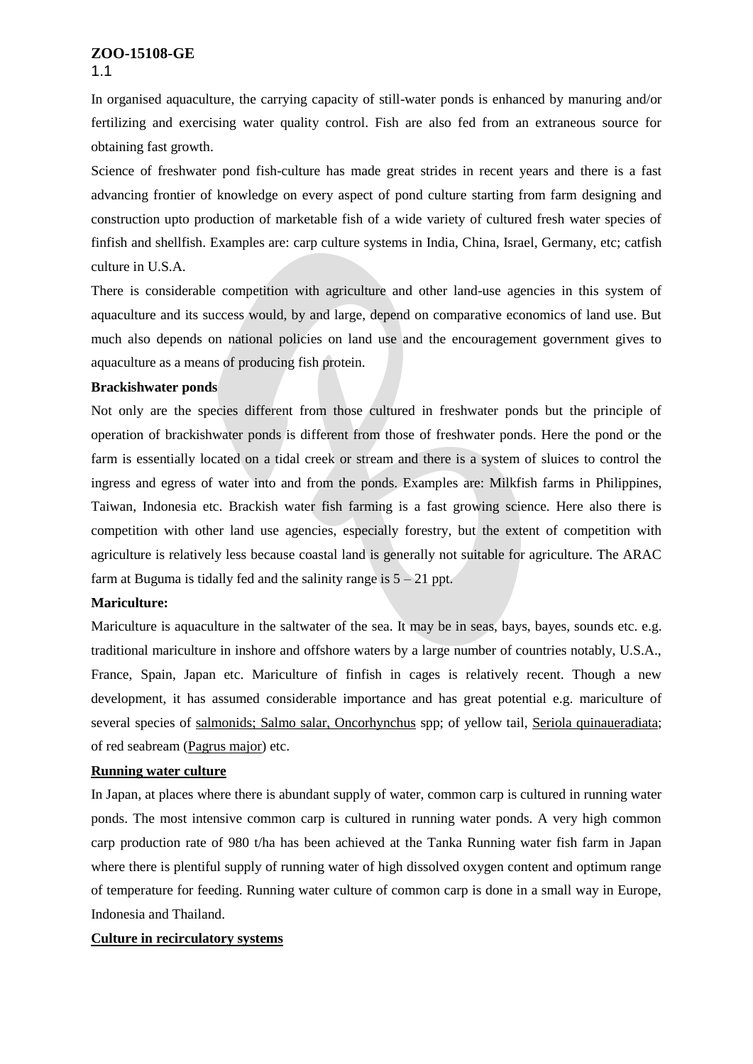**ZOO-15108-GE**

1.1

In organised aquaculture, the carrying capacity of still-water ponds is enhanced by manuring and/or fertilizing and exercising water quality control. Fish are also fed from an extraneous source for obtaining fast growth.

Science of freshwater pond fish-culture has made great strides in recent years and there is a fast advancing frontier of knowledge on every aspect of pond culture starting from farm designing and construction upto production of marketable fish of a wide variety of cultured fresh water species of finfish and shellfish. Examples are: carp culture systems in India, China, Israel, Germany, etc; catfish culture in U.S.A.

There is considerable competition with agriculture and other land-use agencies in this system of aquaculture and its success would, by and large, depend on comparative economics of land use. But much also depends on national policies on land use and the encouragement government gives to aquaculture as a means of producing fish protein.

**Brackishwater ponds**

Not only are the species different from those cultured in freshwater ponds but the principle of operation of brackishwater ponds is different from those of freshwater ponds. Here the pond or the farm is essentially located on a tidal creek or stream and there is a system of sluices to control the ingress and egress of water into and from the ponds. Examples are: Milkfish farms in Philippines, Taiwan, Indonesia etc. Brackish water fish farming is a fast growing science. Here also there is competition with other land use agencies, especially forestry, but the extent of competition with agriculture is relatively less because coastal land is generally not suitable for agriculture. The ARAC farm at Buguma is tidally fed and the salinity range is 5 – 21 ppt.

**Mariculture:**

Mariculture is aquaculture in the saltwater of the sea. It may be in seas, bays, bayes, sounds etc. e.g. traditional mariculture in inshore and offshore waters by a large number of countries notably, U.S.A., France, Spain, Japan etc. Mariculture of finfish in cages is relatively recent. Though a new development, it has assumed considerable importance and has great potential e.g. mariculture of several species of salmonids; Salmo salar, Oncorhynchus spp; of yellow tail, Seriola quinaueradiata; of red seabream (Pagrus major) etc.

**Running water culture**

In Japan, at places where there is abundant supply of water, common carp is cultured in running water ponds. The most intensive common carp is cultured in running water ponds. A very high common carp production rate of 980 t/ha has been achieved at the Tanka Running water fish farm in Japan where there is plentiful supply of running water of high dissolved oxygen content and optimum range of temperature for feeding. Running water culture of common carp is done in a small way in Europe, Indonesia and Thailand.

**Culture in recirculatory systems**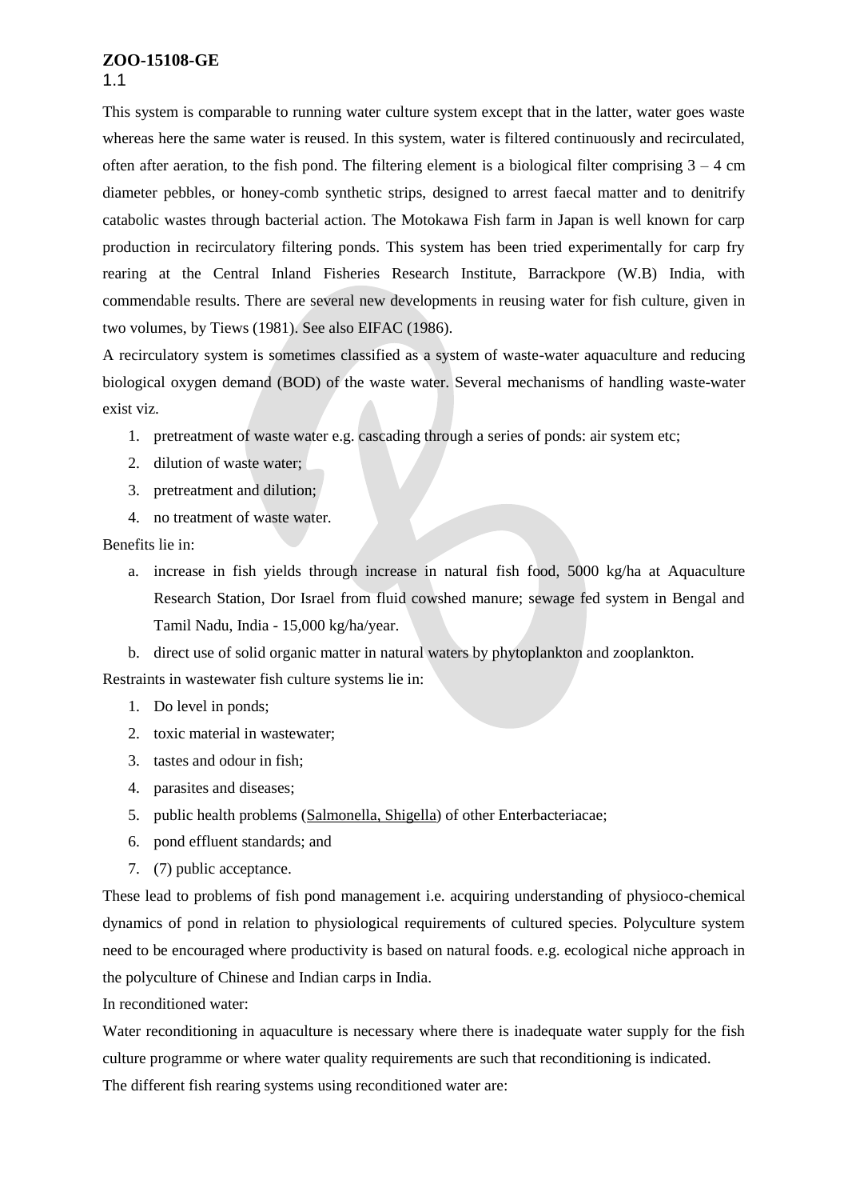This system is comparable to running water culture system except that in the latter, water goes waste whereas here the same water is reused. In this system, water is filtered continuously and recirculated, often after aeration, to the fish pond. The filtering element is a biological filter comprising 3 – 4 cm diameter pebbles, or honey-comb synthetic strips, designed to arrest faecal matter and to denitrify catabolic wastes through bacterial action. The Motokawa Fish farm in Japan is well known for carp production in recirculatory filtering ponds. This system has been tried experimentally for carp fry rearing at the Central Inland Fisheries Research Institute, Barrackpore (W.B) India, with commendable results. There are several new developments in reusing water for fish culture, given in two volumes, by Tiews (1981). See also EIFAC (1986).

A recirculatory system is sometimes classified as a system of waste-water aquaculture and reducing biological oxygen demand (BOD) of the waste water. Several mechanisms of handling waste-water exist viz.

1. pretreatment of waste water e.g. cascading through a series of ponds: air system etc;
2. dilution of waste water;
3. pretreatment and dilution;
4. no treatment of waste water.

Benefits lie in:

a. increase in fish yields through increase in natural fish food, 5000 kg/ha at Aquaculture Research Station, Dor Israel from fluid cowshed manure; sewage fed system in Bengal and Tamil Nadu, India - 15,000 kg/ha/year.
b. direct use of solid organic matter in natural waters by phytoplankton and zooplankton.

Restraints in wastewater fish culture systems lie in:

1. Do level in ponds;
2. toxic material in wastewater;
3. tastes and odour in fish;
4. parasites and diseases;
5. public health problems (Salmonella, Shigella) of other Enterbacteriacae;
6. pond effluent standards; and
7. (7) public acceptance.

These lead to problems of fish pond management i.e. acquiring understanding of physioco-chemical dynamics of pond in relation to physiological requirements of cultured species. Polyculture system need to be encouraged where productivity is based on natural foods. e.g. ecological niche approach in the polyculture of Chinese and Indian carps in India.

In reconditioned water:

Water reconditioning in aquaculture is necessary where there is inadequate water supply for the fish culture programme or where water quality requirements are such that reconditioning is indicated.

The different fish rearing systems using reconditioned water are: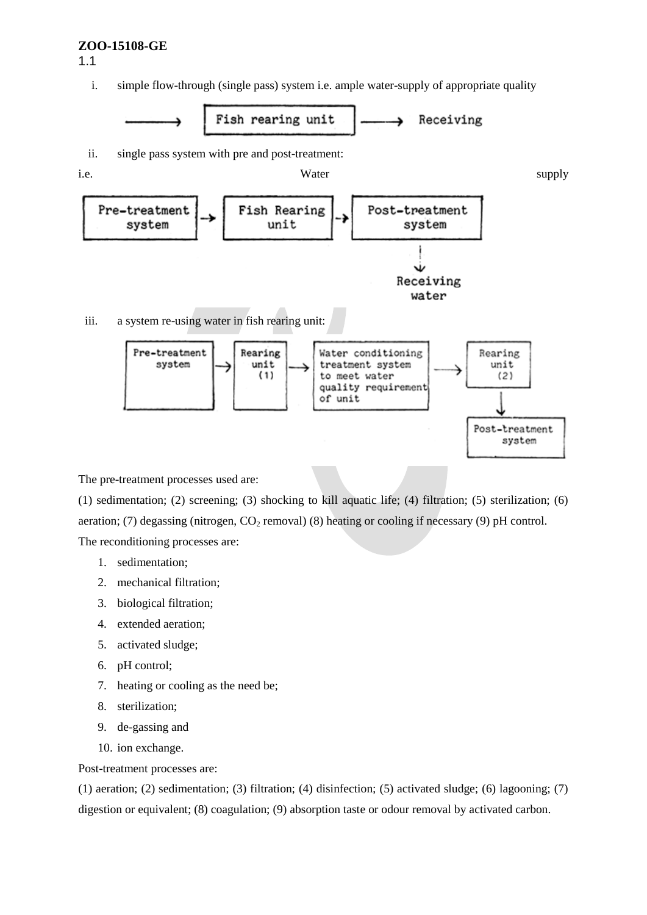**ZOO-15108-GE**

1.1

i. simple flow-through (single pass) system i.e. ample water-supply of appropriate quality

→ Fish rearing unit → Receiving

ii. single pass system with pre and post-treatment:

i.e. Water supply

Pre-treatment system → Fish Rearing unit → Post-treatment system → Receiving water

iii. a system re-using water in fish rearing unit:

Pre-treatment system → Rearing unit (1) → Water conditioning treatment system to meet water quality requirement of unit → Rearing unit (2) → Post-treatment system

The pre-treatment processes used are:

(1) sedimentation; (2) screening; (3) shocking to kill aquatic life; (4) filtration; (5) sterilization; (6) aeration; (7) degassing (nitrogen, $CO_2$ removal) (8) heating or cooling if necessary (9) pH control.

The reconditioning processes are:

1. sedimentation;
2. mechanical filtration;
3. biological filtration;
4. extended aeration;
5. activated sludge;
6. pH control;
7. heating or cooling as the need be;
8. sterilization;
9. de-gassing and
10. ion exchange.

Post-treatment processes are:

(1) aeration; (2) sedimentation; (3) filtration; (4) disinfection; (5) activated sludge; (6) lagooning; (7) digestion or equivalent; (8) coagulation; (9) absorption taste or odour removal by activated carbon.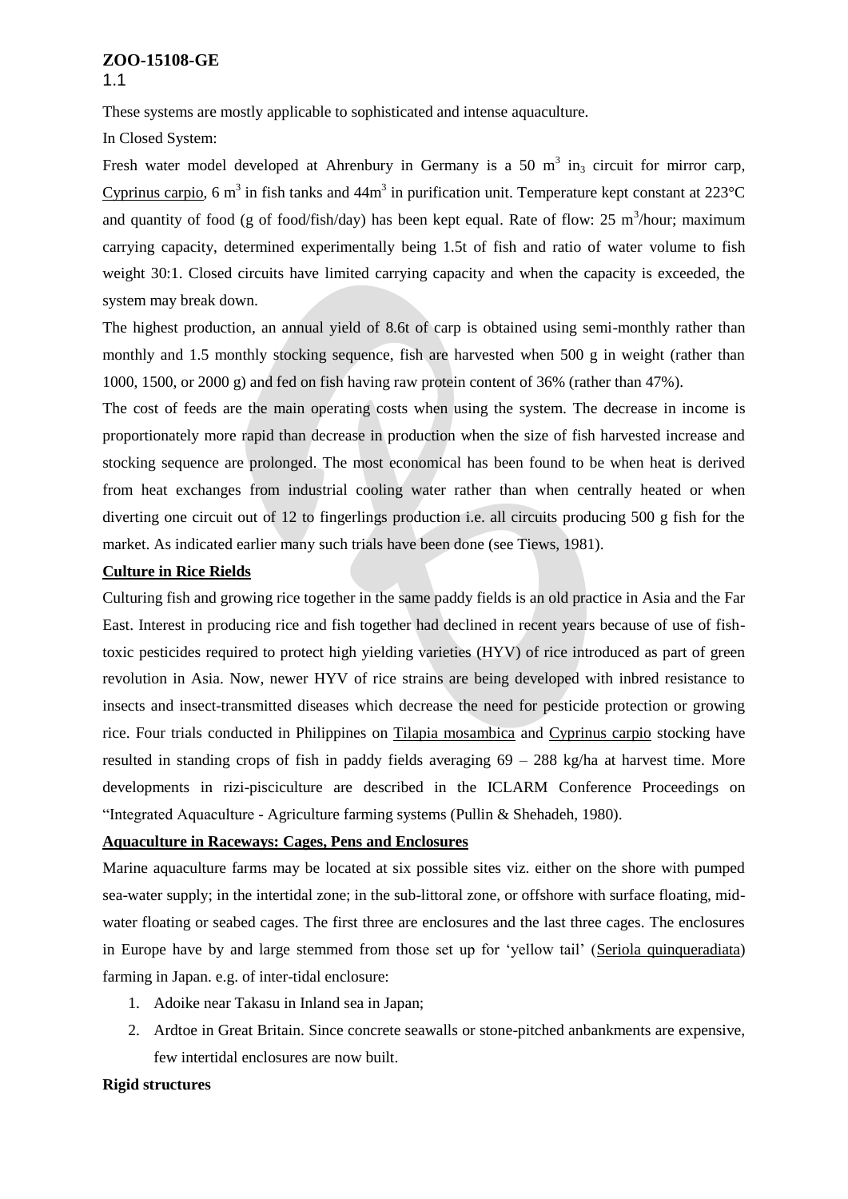These systems are mostly applicable to sophisticated and intense aquaculture.

In Closed System:

Fresh water model developed at Ahrenbury in Germany is a 50 $m^3$ $in_3$ circuit for mirror carp, Cyprinus carpio, 6 $m^3$ in fish tanks and 44$m^3$ in purification unit. Temperature kept constant at 223°C and quantity of food (g of food/fish/day) has been kept equal. Rate of flow: 25 $m^3$/hour; maximum carrying capacity, determined experimentally being 1.5t of fish and ratio of water volume to fish weight 30:1. Closed circuits have limited carrying capacity and when the capacity is exceeded, the system may break down.

The highest production, an annual yield of 8.6t of carp is obtained using semi-monthly rather than monthly and 1.5 monthly stocking sequence, fish are harvested when 500 g in weight (rather than 1000, 1500, or 2000 g) and fed on fish having raw protein content of 36% (rather than 47%).

The cost of feeds are the main operating costs when using the system. The decrease in income is proportionately more rapid than decrease in production when the size of fish harvested increase and stocking sequence are prolonged. The most economical has been found to be when heat is derived from heat exchanges from industrial cooling water rather than when centrally heated or when diverting one circuit out of 12 to fingerlings production i.e. all circuits producing 500 g fish for the market. As indicated earlier many such trials have been done (see Tiews, 1981).

**Culture in Rice Rields**

Culturing fish and growing rice together in the same paddy fields is an old practice in Asia and the Far East. Interest in producing rice and fish together had declined in recent years because of use of fish-toxic pesticides required to protect high yielding varieties (HYV) of rice introduced as part of green revolution in Asia. Now, newer HYV of rice strains are being developed with inbred resistance to insects and insect-transmitted diseases which decrease the need for pesticide protection or growing rice. Four trials conducted in Philippines on Tilapia mosambica and Cyprinus carpio stocking have resulted in standing crops of fish in paddy fields averaging 69 – 288 kg/ha at harvest time. More developments in rizi-pisciculture are described in the ICLARM Conference Proceedings on "Integrated Aquaculture - Agriculture farming systems (Pullin & Shehadeh, 1980).

**Aquaculture in Raceways: Cages, Pens and Enclosures**

Marine aquaculture farms may be located at six possible sites viz. either on the shore with pumped sea-water supply; in the intertidal zone; in the sub-littoral zone, or offshore with surface floating, mid-water floating or seabed cages. The first three are enclosures and the last three cages. The enclosures in Europe have by and large stemmed from those set up for 'yellow tail' (Seriola quinqueradiata) farming in Japan. e.g. of inter-tidal enclosure:

1. Adoike near Takasu in Inland sea in Japan;
2. Ardtoe in Great Britain. Since concrete seawalls or stone-pitched anbankments are expensive, few intertidal enclosures are now built.

**Rigid structures**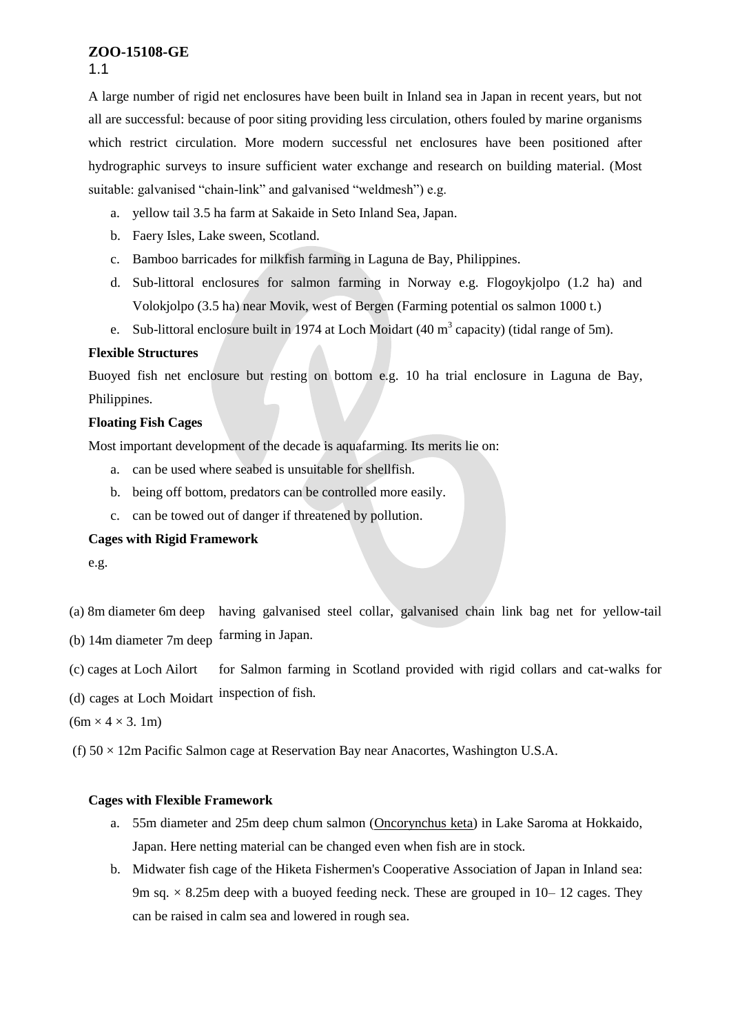**ZOO-15108-GE**

1.1

A large number of rigid net enclosures have been built in Inland sea in Japan in recent years, but not all are successful: because of poor siting providing less circulation, others fouled by marine organisms which restrict circulation. More modern successful net enclosures have been positioned after hydrographic surveys to insure sufficient water exchange and research on building material. (Most suitable: galvanised "chain-link" and galvanised "weldmesh") e.g.

a. yellow tail 3.5 ha farm at Sakaide in Seto Inland Sea, Japan.
b. Faery Isles, Lake sween, Scotland.
c. Bamboo barricades for milkfish farming in Laguna de Bay, Philippines.
d. Sub-littoral enclosures for salmon farming in Norway e.g. Flogoykjolpo (1.2 ha) and Volokjolpo (3.5 ha) near Movik, west of Bergen (Farming potential os salmon 1000 t.)
e. Sub-littoral enclosure built in 1974 at Loch Moidart (40 $m^3$ capacity) (tidal range of 5m).

**Flexible Structures**

Buoyed fish net enclosure but resting on bottom e.g. 10 ha trial enclosure in Laguna de Bay, Philippines.

**Floating Fish Cages**

Most important development of the decade is aquafarming. Its merits lie on:

a. can be used where seabed is unsuitable for shellfish.
b. being off bottom, predators can be controlled more easily.
c. can be towed out of danger if threatened by pollution.

**Cages with Rigid Framework**

e.g.

(a) 8m diameter 6m deep
(b) 14m diameter 7m deep

having galvanised steel collar, galvanised chain link bag net for yellow-tail farming in Japan.

(c) cages at Loch Ailort
(d) cages at Loch Moidart

for Salmon farming in Scotland provided with rigid collars and cat-walks for inspection of fish.

(6m × 4 × 3. 1m)

(f) 50 × 12m Pacific Salmon cage at Reservation Bay near Anacortes, Washington U.S.A.

**Cages with Flexible Framework**

a. 55m diameter and 25m deep chum salmon (Oncorynchus keta) in Lake Saroma at Hokkaido, Japan. Here netting material can be changed even when fish are in stock.
b. Midwater fish cage of the Hiketa Fishermen's Cooperative Association of Japan in Inland sea: 9m sq. × 8.25m deep with a buoyed feeding neck. These are grouped in 10– 12 cages. They can be raised in calm sea and lowered in rough sea.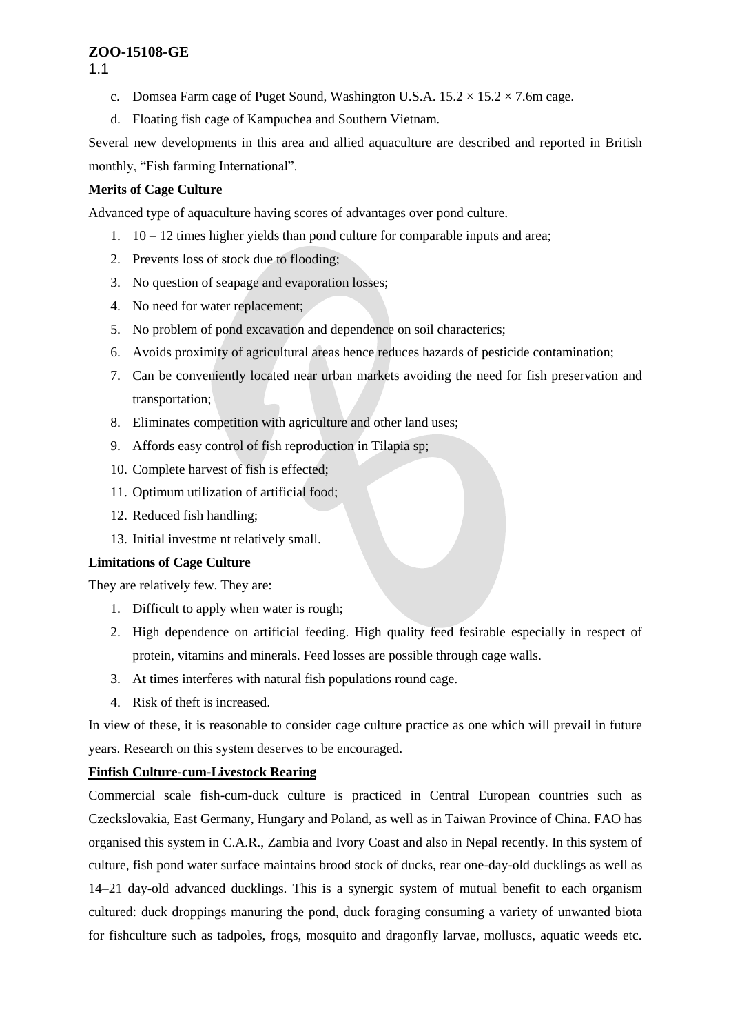c. Domsea Farm cage of Puget Sound, Washington U.S.A. 15.2 × 15.2 × 7.6m cage.

d. Floating fish cage of Kampuchea and Southern Vietnam.

Several new developments in this area and allied aquaculture are described and reported in British monthly, “Fish farming International”.

**Merits of Cage Culture**

Advanced type of aquaculture having scores of advantages over pond culture.

1. 10 – 12 times higher yields than pond culture for comparable inputs and area;
2. Prevents loss of stock due to flooding;
3. No question of seapage and evaporation losses;
4. No need for water replacement;
5. No problem of pond excavation and dependence on soil charactericts;
6. Avoids proximity of agricultural areas hence reduces hazards of pesticide contamination;
7. Can be conveniently located near urban markets avoiding the need for fish preservation and transportation;
8. Eliminates competition with agriculture and other land uses;
9. Affords easy control of fish reproduction in Tilapia sp;
10. Complete harvest of fish is effected;
11. Optimum utilization of artificial food;
12. Reduced fish handling;
13. Initial investme nt relatively small.

**Limitations of Cage Culture**

They are relatively few. They are:

1. Difficult to apply when water is rough;
2. High dependence on artificial feeding. High quality feed fesirable especially in respect of protein, vitamins and minerals. Feed losses are possible through cage walls.
3. At times interferes with natural fish populations round cage.
4. Risk of theft is increased.

In view of these, it is reasonable to consider cage culture practice as one which will prevail in future years. Research on this system deserves to be encouraged.

**Finfish Culture-cum-Livestock Rearing**

Commercial scale fish-cum-duck culture is practiced in Central European countries such as Czeckslovakia, East Germany, Hungary and Poland, as well as in Taiwan Province of China. FAO has organised this system in C.A.R., Zambia and Ivory Coast and also in Nepal recently. In this system of culture, fish pond water surface maintains brood stock of ducks, rear one-day-old ducklings as well as 14–21 day-old advanced ducklings. This is a synergic system of mutual benefit to each organism cultured: duck droppings manuring the pond, duck foraging consuming a variety of unwanted biota for fishculture such as tadpoles, frogs, mosquito and dragonfly larvae, molluscs, aquatic weeds etc.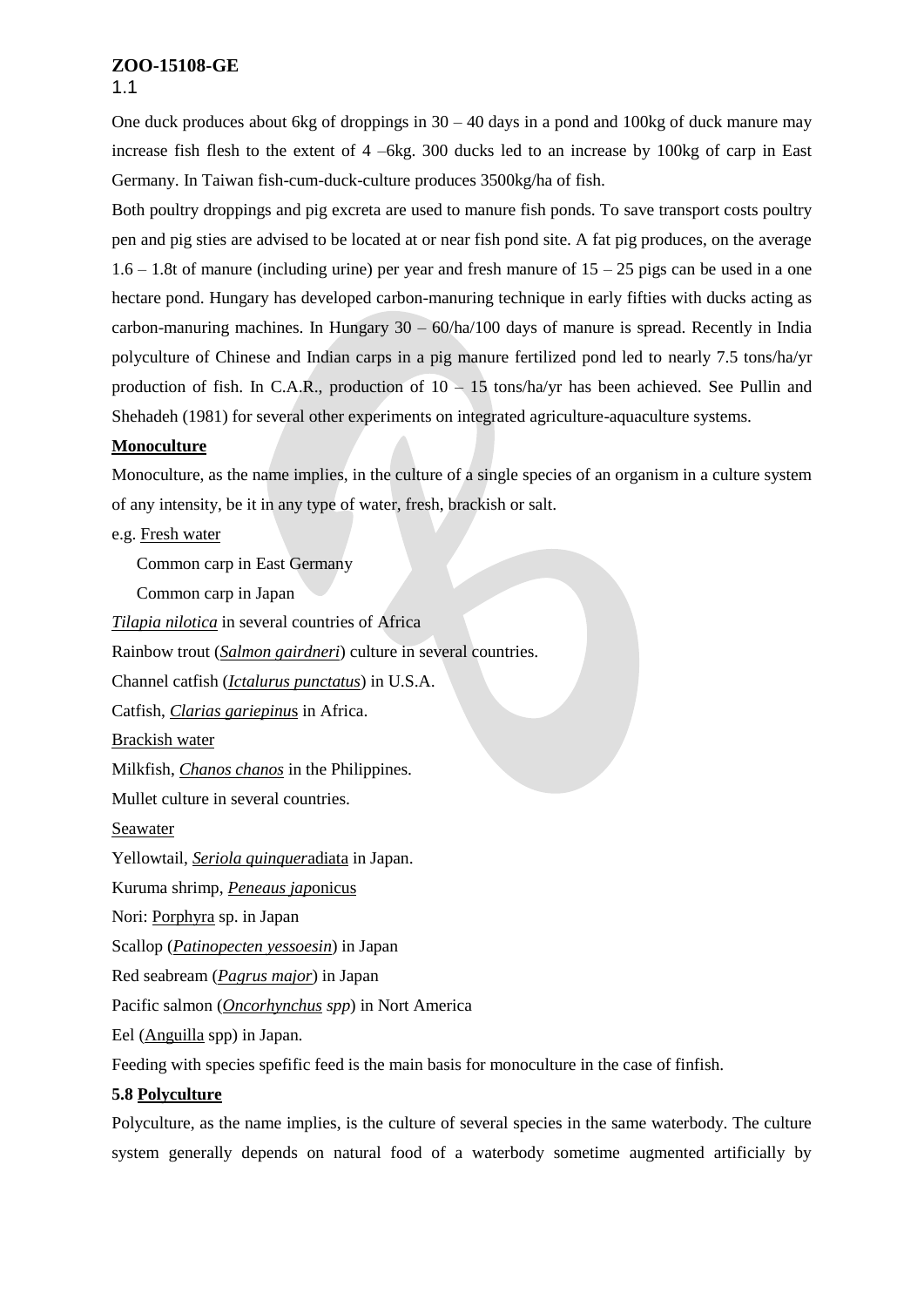**ZOO-15108-GE**

1.1

One duck produces about 6kg of droppings in 30 – 40 days in a pond and 100kg of duck manure may increase fish flesh to the extent of 4 –6kg. 300 ducks led to an increase by 100kg of carp in East Germany. In Taiwan fish-cum-duck-culture produces 3500kg/ha of fish.

Both poultry droppings and pig excreta are used to manure fish ponds. To save transport costs poultry pen and pig sties are advised to be located at or near fish pond site. A fat pig produces, on the average 1.6 – 1.8t of manure (including urine) per year and fresh manure of 15 – 25 pigs can be used in a one hectare pond. Hungary has developed carbon-manuring technique in early fifties with ducks acting as carbon-manuring machines. In Hungary 30 – 60/ha/100 days of manure is spread. Recently in India polyculture of Chinese and Indian carps in a pig manure fertilized pond led to nearly 7.5 tons/ha/yr production of fish. In C.A.R., production of 10 – 15 tons/ha/yr has been achieved. See Pullin and Shehadeh (1981) for several other experiments on integrated agriculture-aquaculture systems.

**Monoculture**

Monoculture, as the name implies, in the culture of a single species of an organism in a culture system of any intensity, be it in any type of water, fresh, brackish or salt.

e.g. Fresh water

Common carp in East Germany

Common carp in Japan

*Tilapia nilotica* in several countries of Africa

Rainbow trout (*Salmon gairdneri*) culture in several countries.

Channel catfish (*Ictalurus punctatus*) in U.S.A.

Catfish, *Clarias gariepinus* in Africa.

Brackish water

Milkfish, *Chanos chanos* in the Philippines.

Mullet culture in several countries.

Seawater

Yellowtail, *Seriola quinqueradiata* in Japan.

Kuruma shrimp, *Peneaus japonicus*

Nori: Porphyra sp. in Japan

Scallop (*Patinopecten yessoesin*) in Japan

Red seabream (*Pagrus major*) in Japan

Pacific salmon (*Oncorhynchus spp*) in Nort America

Eel (Anguilla spp) in Japan.

Feeding with species spefific feed is the main basis for monoculture in the case of finfish.

**5.8 Polyculture**

Polyculture, as the name implies, is the culture of several species in the same waterbody. The culture system generally depends on natural food of a waterbody sometime augmented artificially by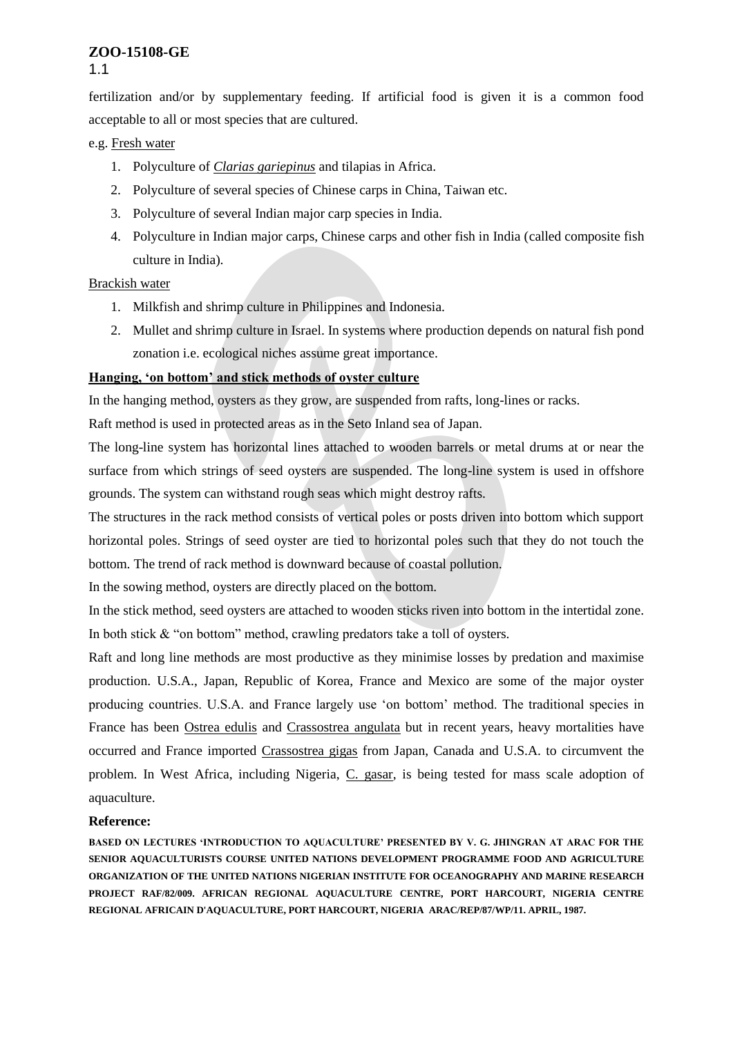fertilization and/or by supplementary feeding. If artificial food is given it is a common food acceptable to all or most species that are cultured.

e.g. Fresh water

1. Polyculture of *Clarias gariepinus* and tilapias in Africa.
2. Polyculture of several species of Chinese carps in China, Taiwan etc.
3. Polyculture of several Indian major carp species in India.
4. Polyculture in Indian major carps, Chinese carps and other fish in India (called composite fish culture in India).

Brackish water

1. Milkfish and shrimp culture in Philippines and Indonesia.
2. Mullet and shrimp culture in Israel. In systems where production depends on natural fish pond zonation i.e. ecological niches assume great importance.

**Hanging, 'on bottom' and stick methods of oyster culture**

In the hanging method, oysters as they grow, are suspended from rafts, long-lines or racks.

Raft method is used in protected areas as in the Seto Inland sea of Japan.

The long-line system has horizontal lines attached to wooden barrels or metal drums at or near the surface from which strings of seed oysters are suspended. The long-line system is used in offshore grounds. The system can withstand rough seas which might destroy rafts.

The structures in the rack method consists of vertical poles or posts driven into bottom which support horizontal poles. Strings of seed oyster are tied to horizontal poles such that they do not touch the bottom. The trend of rack method is downward because of coastal pollution.

In the sowing method, oysters are directly placed on the bottom.

In the stick method, seed oysters are attached to wooden sticks riven into bottom in the intertidal zone. In both stick & "on bottom" method, crawling predators take a toll of oysters.

Raft and long line methods are most productive as they minimise losses by predation and maximise production. U.S.A., Japan, Republic of Korea, France and Mexico are some of the major oyster producing countries. U.S.A. and France largely use 'on bottom' method. The traditional species in France has been Ostrea edulis and Crassostrea angulata but in recent years, heavy mortalities have occurred and France imported Crassostrea gigas from Japan, Canada and U.S.A. to circumvent the problem. In West Africa, including Nigeria, C. gasar, is being tested for mass scale adoption of aquaculture.

**Reference:**

**BASED ON LECTURES 'INTRODUCTION TO AQUACULTURE' PRESENTED BY V. G. JHINGRAN AT ARAC FOR THE SENIOR AQUACULTURISTS COURSE UNITED NATIONS DEVELOPMENT PROGRAMME FOOD AND AGRICULTURE ORGANIZATION OF THE UNITED NATIONS NIGERIAN INSTITUTE FOR OCEANOGRAPHY AND MARINE RESEARCH PROJECT RAF/82/009. AFRICAN REGIONAL AQUACULTURE CENTRE, PORT HARCOURT, NIGERIA CENTRE REGIONAL AFRICAIN D'AQUACULTURE, PORT HARCOURT, NIGERIA ARAC/REP/87/WP/11. APRIL, 1987.**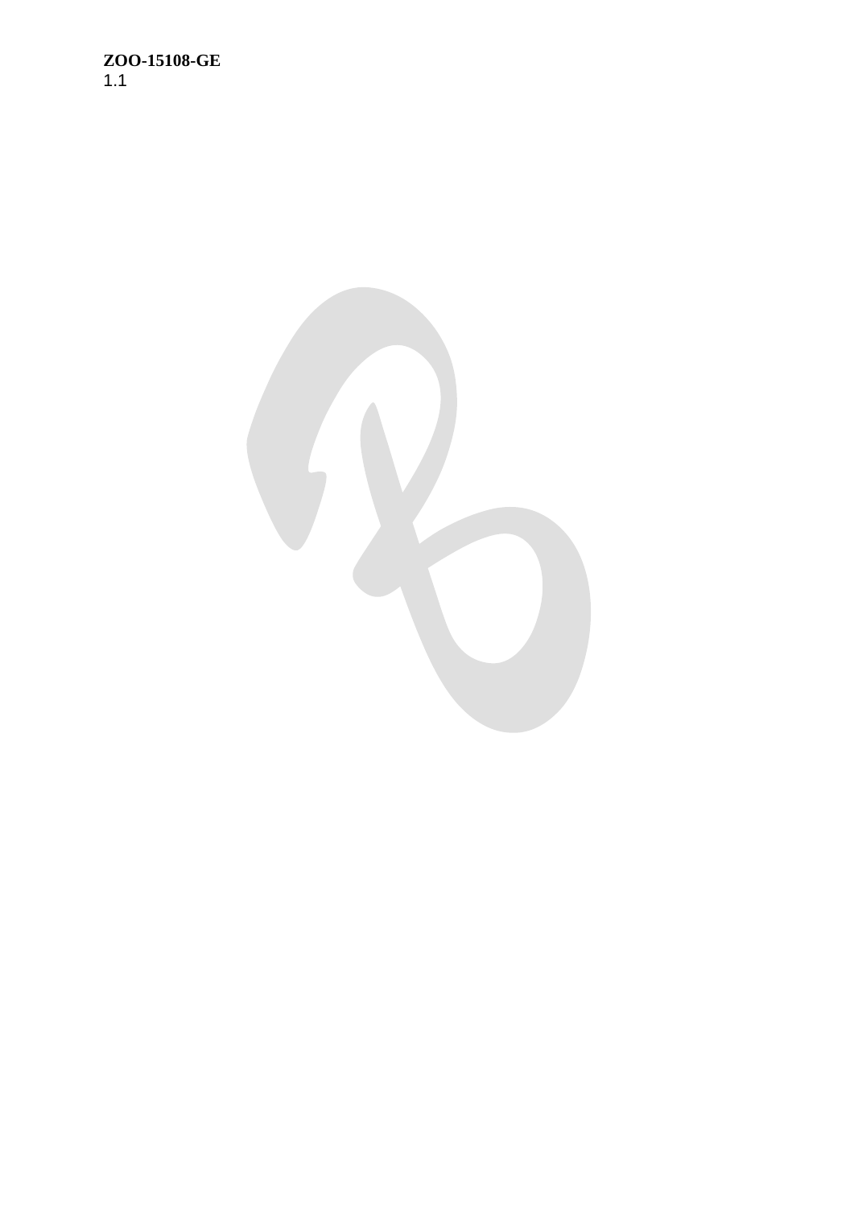**ZOO-15108-GE**
1.1